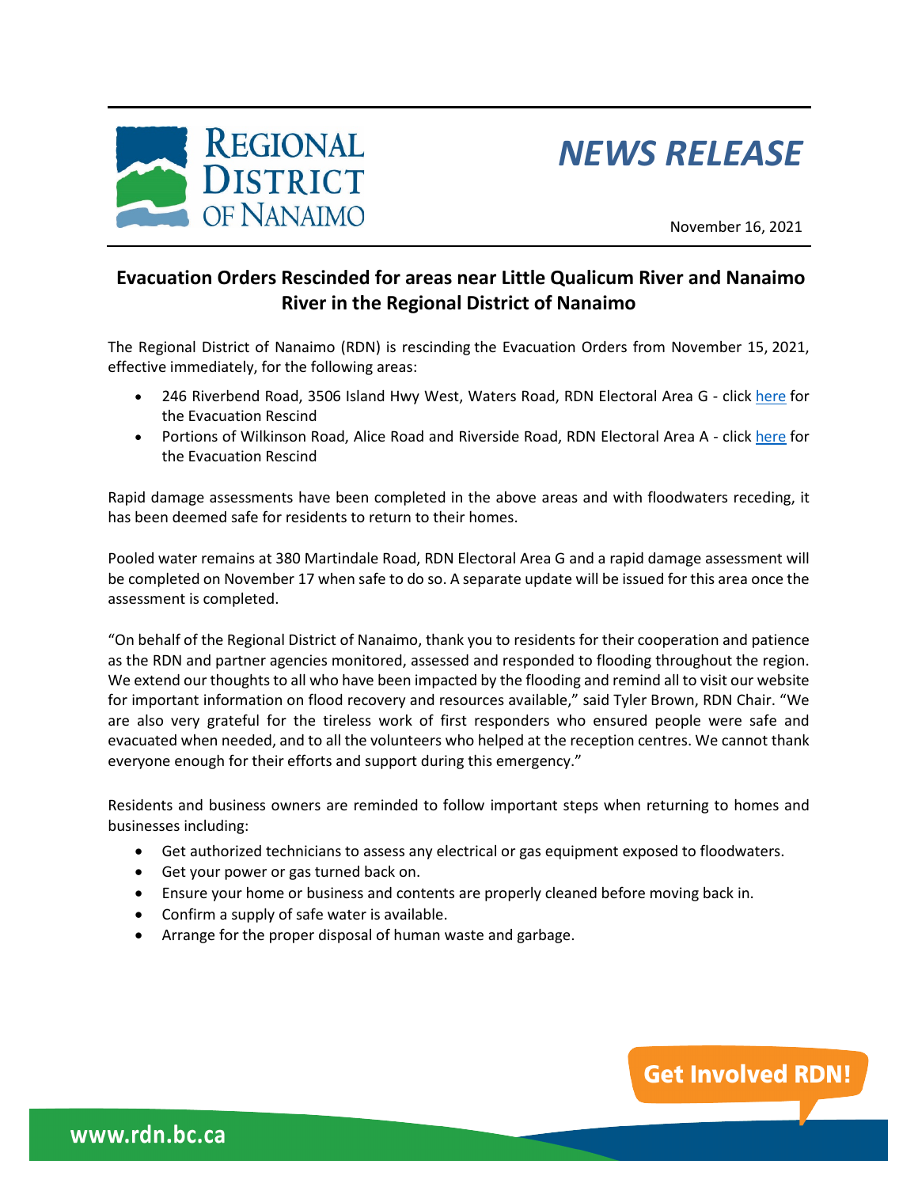REGIONAL DISTRICT OF NANAIMO

*NEWS RELEASE*

November 16, 2021

## Evacuation Orders Rescinded for areas near Little Qualicum River and Nanaimo River in the Regional District of Nanaimo

The Regional District of Nanaimo (RDN) is rescinding the Evacuation Orders from November 15, 2021, effective immediately, for the following areas:

- 246 Riverbend Road, 3506 Island Hwy West, Waters Road, RDN Electoral Area G - click here for the Evacuation Rescind
- Portions of Wilkinson Road, Alice Road and Riverside Road, RDN Electoral Area A - click here for the Evacuation Rescind

Rapid damage assessments have been completed in the above areas and with floodwaters receding, it has been deemed safe for residents to return to their homes.

Pooled water remains at 380 Martindale Road, RDN Electoral Area G and a rapid damage assessment will be completed on November 17 when safe to do so. A separate update will be issued for this area once the assessment is completed.

"On behalf of the Regional District of Nanaimo, thank you to residents for their cooperation and patience as the RDN and partner agencies monitored, assessed and responded to flooding throughout the region. We extend our thoughts to all who have been impacted by the flooding and remind all to visit our website for important information on flood recovery and resources available," said Tyler Brown, RDN Chair. "We are also very grateful for the tireless work of first responders who ensured people were safe and evacuated when needed, and to all the volunteers who helped at the reception centres. We cannot thank everyone enough for their efforts and support during this emergency."

Residents and business owners are reminded to follow important steps when returning to homes and businesses including:

- Get authorized technicians to assess any electrical or gas equipment exposed to floodwaters.
- Get your power or gas turned back on.
- Ensure your home or business and contents are properly cleaned before moving back in.
- Confirm a supply of safe water is available.
- Arrange for the proper disposal of human waste and garbage.

Get Involved RDN!

www.rdn.bc.ca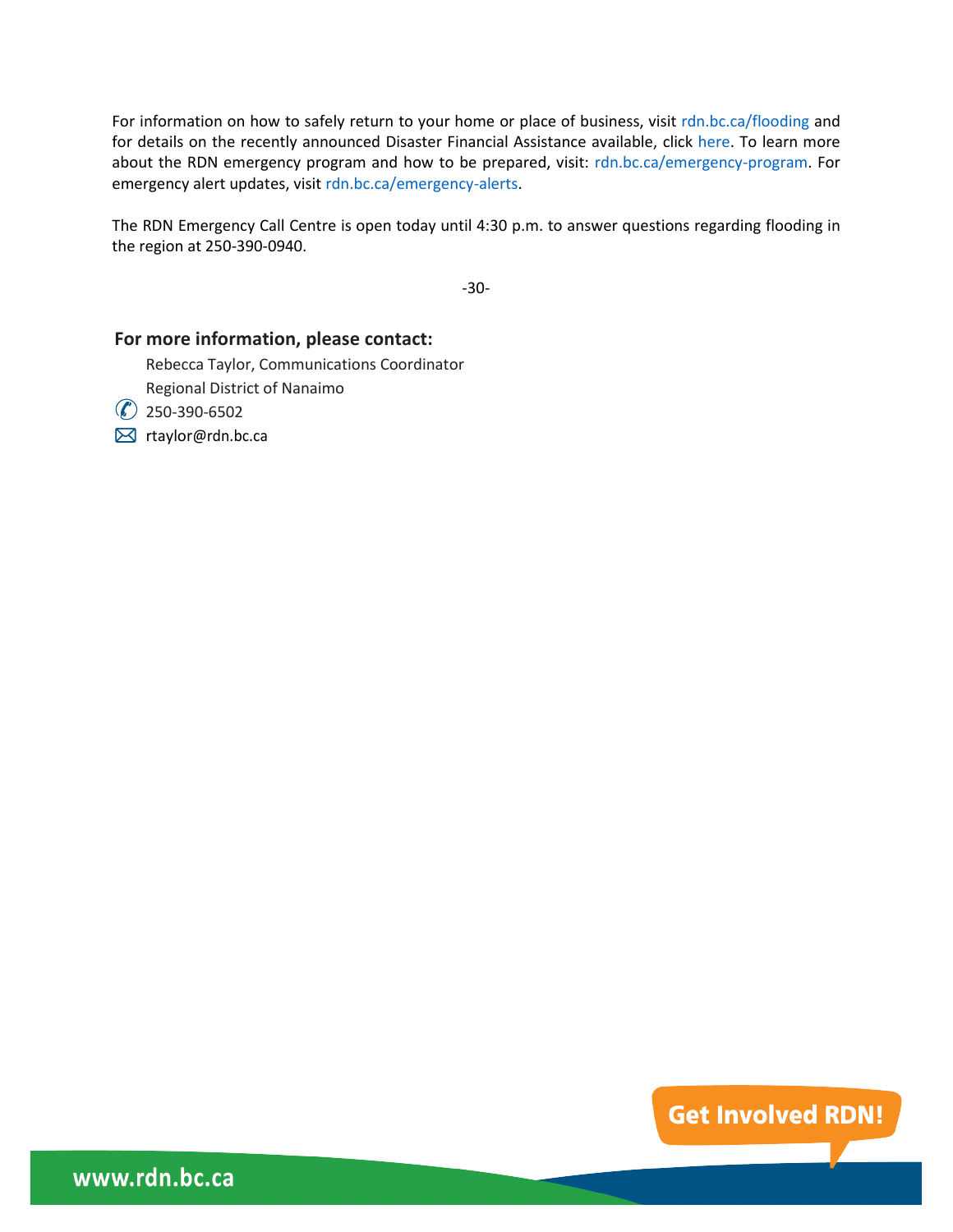For information on how to safely return to your home or place of business, visit rdn.bc.ca/flooding and for details on the recently announced Disaster Financial Assistance available, click here. To learn more about the RDN emergency program and how to be prepared, visit: rdn.bc.ca/emergency-program. For emergency alert updates, visit rdn.bc.ca/emergency-alerts.

The RDN Emergency Call Centre is open today until 4:30 p.m. to answer questions regarding flooding in the region at 250-390-0940.

-30-

**For more information, please contact:**

Rebecca Taylor, Communications Coordinator
Regional District of Nanaimo
250-390-6502
rtaylor@rdn.bc.ca

Get Involved RDN!

www.rdn.bc.ca